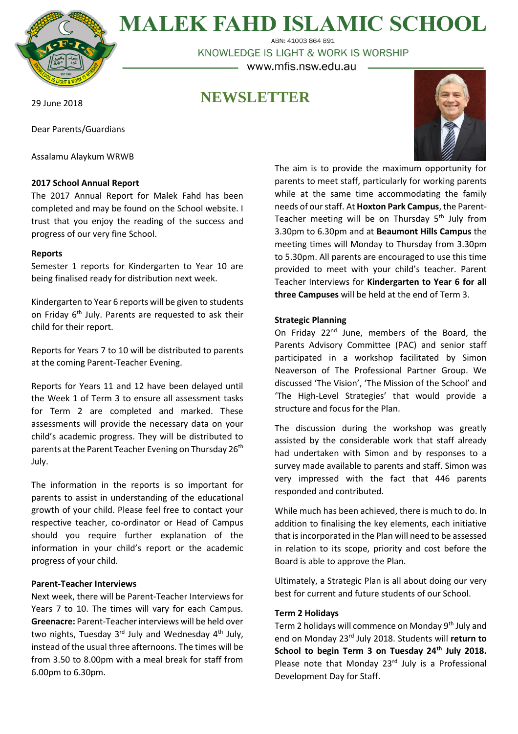# MALEK FAHD ISLAMIC SCHOOL

ABN: 41003 864 891

KNOWLEDGE IS LIGHT & WORK IS WORSHIP

www.mfis.nsw.edu.au

## NEWSLETTER

29 June 2018

Dear Parents/Guardians

Assalamu Alaykum WRWB

**2017 School Annual Report**

The 2017 Annual Report for Malek Fahd has been completed and may be found on the School website. I trust that you enjoy the reading of the success and progress of our very fine School.

**Reports**

Semester 1 reports for Kindergarten to Year 10 are being finalised ready for distribution next week.

Kindergarten to Year 6 reports will be given to students on Friday 6th July. Parents are requested to ask their child for their report.

Reports for Years 7 to 10 will be distributed to parents at the coming Parent-Teacher Evening.

Reports for Years 11 and 12 have been delayed until the Week 1 of Term 3 to ensure all assessment tasks for Term 2 are completed and marked. These assessments will provide the necessary data on your child's academic progress. They will be distributed to parents at the Parent Teacher Evening on Thursday 26th July.

The information in the reports is so important for parents to assist in understanding of the educational growth of your child. Please feel free to contact your respective teacher, co-ordinator or Head of Campus should you require further explanation of the information in your child's report or the academic progress of your child.

**Parent-Teacher Interviews**

Next week, there will be Parent-Teacher Interviews for Years 7 to 10. The times will vary for each Campus. **Greenacre:** Parent-Teacher interviews will be held over two nights, Tuesday 3rd July and Wednesday 4th July, instead of the usual three afternoons. The times will be from 3.50 to 8.00pm with a meal break for staff from 6.00pm to 6.30pm.

The aim is to provide the maximum opportunity for parents to meet staff, particularly for working parents while at the same time accommodating the family needs of our staff. At **Hoxton Park Campus**, the Parent-Teacher meeting will be on Thursday 5th July from 3.30pm to 6.30pm and at **Beaumont Hills Campus** the meeting times will Monday to Thursday from 3.30pm to 5.30pm. All parents are encouraged to use this time provided to meet with your child's teacher. Parent Teacher Interviews for **Kindergarten to Year 6 for all three Campuses** will be held at the end of Term 3.

**Strategic Planning**

On Friday 22nd June, members of the Board, the Parents Advisory Committee (PAC) and senior staff participated in a workshop facilitated by Simon Neaverson of The Professional Partner Group. We discussed 'The Vision', 'The Mission of the School' and 'The High-Level Strategies' that would provide a structure and focus for the Plan.

The discussion during the workshop was greatly assisted by the considerable work that staff already had undertaken with Simon and by responses to a survey made available to parents and staff. Simon was very impressed with the fact that 446 parents responded and contributed.

While much has been achieved, there is much to do. In addition to finalising the key elements, each initiative that is incorporated in the Plan will need to be assessed in relation to its scope, priority and cost before the Board is able to approve the Plan.

Ultimately, a Strategic Plan is all about doing our very best for current and future students of our School.

**Term 2 Holidays**

Term 2 holidays will commence on Monday 9th July and end on Monday 23rd July 2018. Students will **return to School to begin Term 3 on Tuesday 24th July 2018.** Please note that Monday 23rd July is a Professional Development Day for Staff.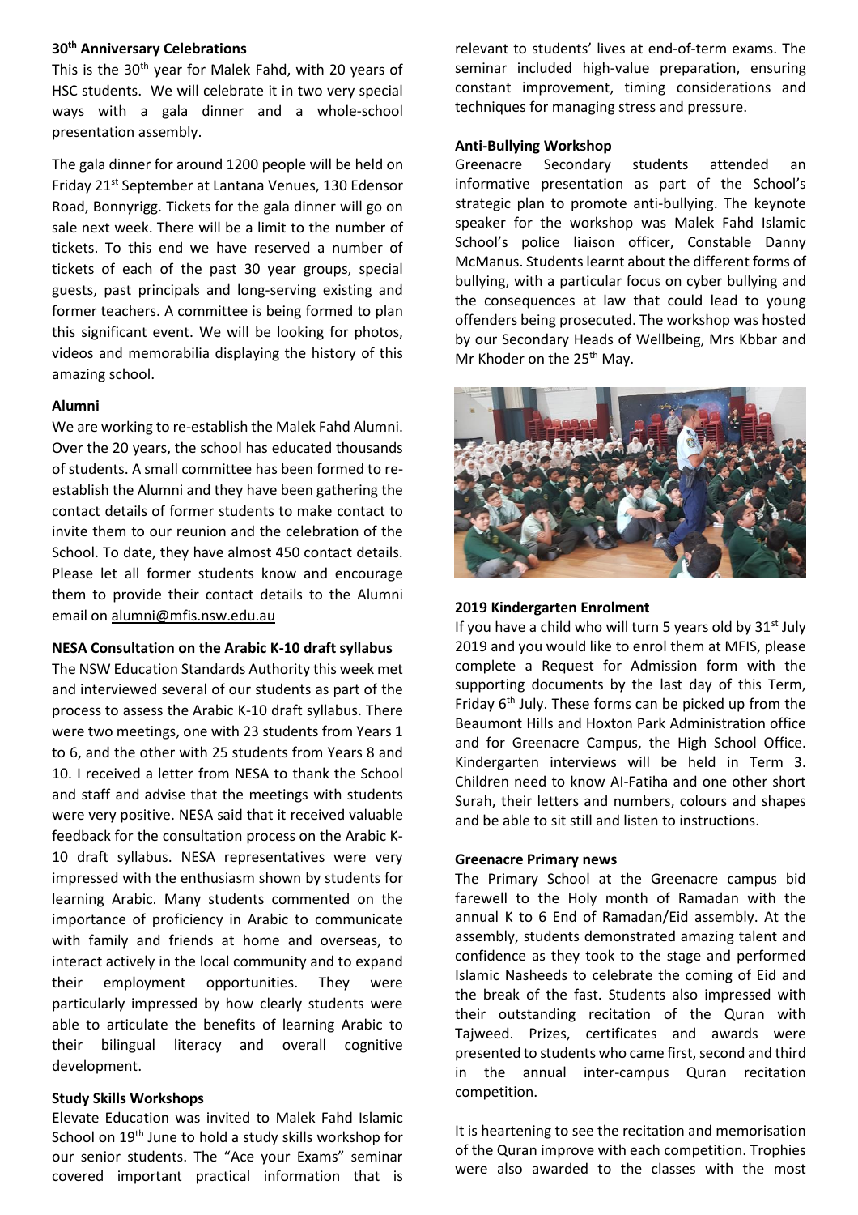**30th Anniversary Celebrations**

This is the 30th year for Malek Fahd, with 20 years of HSC students. We will celebrate it in two very special ways with a gala dinner and a whole-school presentation assembly.

The gala dinner for around 1200 people will be held on Friday 21st September at Lantana Venues, 130 Edensor Road, Bonnyrigg. Tickets for the gala dinner will go on sale next week. There will be a limit to the number of tickets. To this end we have reserved a number of tickets of each of the past 30 year groups, special guests, past principals and long-serving existing and former teachers. A committee is being formed to plan this significant event. We will be looking for photos, videos and memorabilia displaying the history of this amazing school.

**Alumni**

We are working to re-establish the Malek Fahd Alumni. Over the 20 years, the school has educated thousands of students. A small committee has been formed to re-establish the Alumni and they have been gathering the contact details of former students to make contact to invite them to our reunion and the celebration of the School. To date, they have almost 450 contact details. Please let all former students know and encourage them to provide their contact details to the Alumni email on alumni@mfis.nsw.edu.au

**NESA Consultation on the Arabic K-10 draft syllabus**

The NSW Education Standards Authority this week met and interviewed several of our students as part of the process to assess the Arabic K-10 draft syllabus. There were two meetings, one with 23 students from Years 1 to 6, and the other with 25 students from Years 8 and 10. I received a letter from NESA to thank the School and staff and advise that the meetings with students were very positive. NESA said that it received valuable feedback for the consultation process on the Arabic K-10 draft syllabus. NESA representatives were very impressed with the enthusiasm shown by students for learning Arabic. Many students commented on the importance of proficiency in Arabic to communicate with family and friends at home and overseas, to interact actively in the local community and to expand their employment opportunities. They were particularly impressed by how clearly students were able to articulate the benefits of learning Arabic to their bilingual literacy and overall cognitive development.

**Study Skills Workshops**

Elevate Education was invited to Malek Fahd Islamic School on 19th June to hold a study skills workshop for our senior students. The "Ace your Exams" seminar covered important practical information that is relevant to students' lives at end-of-term exams. The seminar included high-value preparation, ensuring constant improvement, timing considerations and techniques for managing stress and pressure.

**Anti-Bullying Workshop**

Greenacre Secondary students attended an informative presentation as part of the School's strategic plan to promote anti-bullying. The keynote speaker for the workshop was Malek Fahd Islamic School's police liaison officer, Constable Danny McManus. Students learnt about the different forms of bullying, with a particular focus on cyber bullying and the consequences at law that could lead to young offenders being prosecuted. The workshop was hosted by our Secondary Heads of Wellbeing, Mrs Kbbar and Mr Khoder on the 25th May.

**2019 Kindergarten Enrolment**

If you have a child who will turn 5 years old by 31st July 2019 and you would like to enrol them at MFIS, please complete a Request for Admission form with the supporting documents by the last day of this Term, Friday 6th July. These forms can be picked up from the Beaumont Hills and Hoxton Park Administration office and for Greenacre Campus, the High School Office. Kindergarten interviews will be held in Term 3. Children need to know Al-Fatiha and one other short Surah, their letters and numbers, colours and shapes and be able to sit still and listen to instructions.

**Greenacre Primary news**

The Primary School at the Greenacre campus bid farewell to the Holy month of Ramadan with the annual K to 6 End of Ramadan/Eid assembly. At the assembly, students demonstrated amazing talent and confidence as they took to the stage and performed Islamic Nasheeds to celebrate the coming of Eid and the break of the fast. Students also impressed with their outstanding recitation of the Quran with Tajweed. Prizes, certificates and awards were presented to students who came first, second and third in the annual inter-campus Quran recitation competition.

It is heartening to see the recitation and memorisation of the Quran improve with each competition. Trophies were also awarded to the classes with the most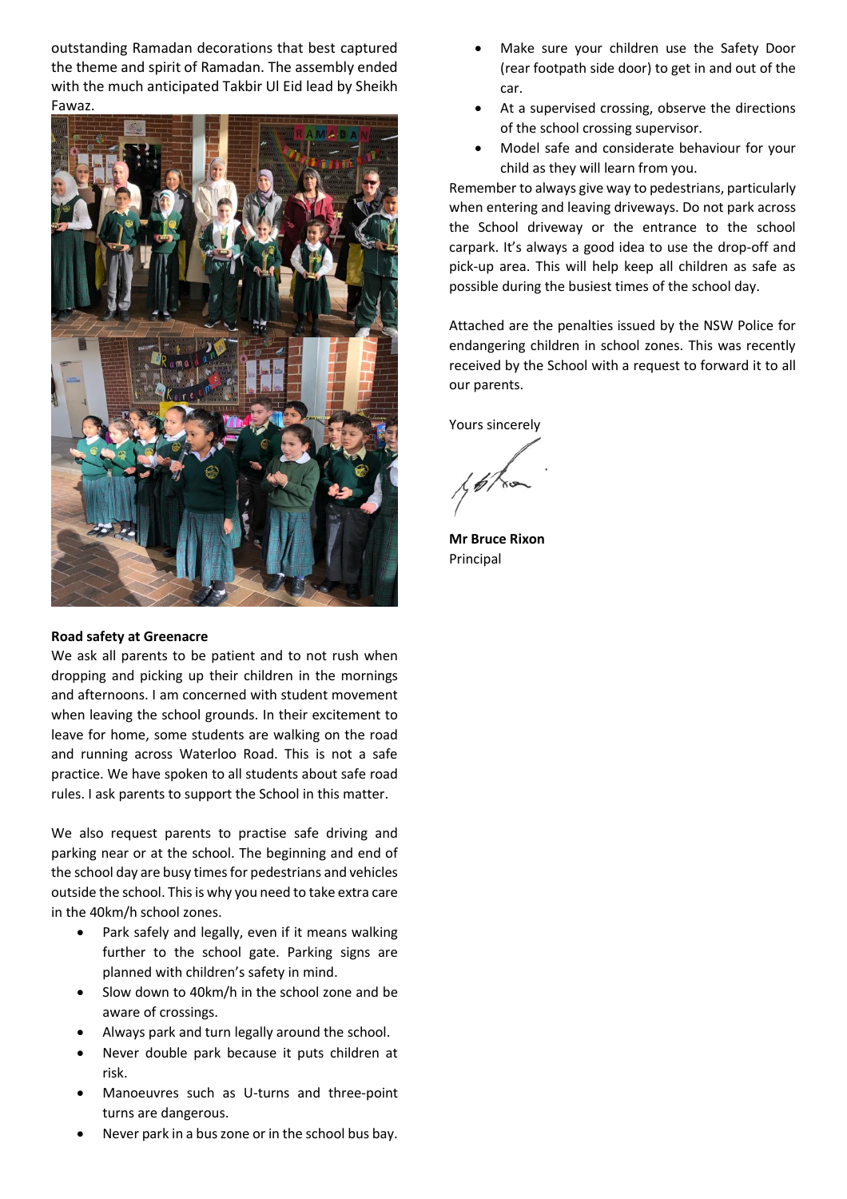outstanding Ramadan decorations that best captured the theme and spirit of Ramadan. The assembly ended with the much anticipated Takbir Ul Eid lead by Sheikh Fawaz.

**Road safety at Greenacre**

We ask all parents to be patient and to not rush when dropping and picking up their children in the mornings and afternoons. I am concerned with student movement when leaving the school grounds. In their excitement to leave for home, some students are walking on the road and running across Waterloo Road. This is not a safe practice. We have spoken to all students about safe road rules. I ask parents to support the School in this matter.

We also request parents to practise safe driving and parking near or at the school. The beginning and end of the school day are busy times for pedestrians and vehicles outside the school. This is why you need to take extra care in the 40km/h school zones.

- Park safely and legally, even if it means walking further to the school gate. Parking signs are planned with children's safety in mind.
- Slow down to 40km/h in the school zone and be aware of crossings.
- Always park and turn legally around the school.
- Never double park because it puts children at risk.
- Manoeuvres such as U-turns and three-point turns are dangerous.
- Never park in a bus zone or in the school bus bay.
- Make sure your children use the Safety Door (rear footpath side door) to get in and out of the car.
- At a supervised crossing, observe the directions of the school crossing supervisor.
- Model safe and considerate behaviour for your child as they will learn from you.

Remember to always give way to pedestrians, particularly when entering and leaving driveways. Do not park across the School driveway or the entrance to the school carpark. It's always a good idea to use the drop-off and pick-up area. This will help keep all children as safe as possible during the busiest times of the school day.

Attached are the penalties issued by the NSW Police for endangering children in school zones. This was recently received by the School with a request to forward it to all our parents.

Yours sincerely

**Mr Bruce Rixon**
Principal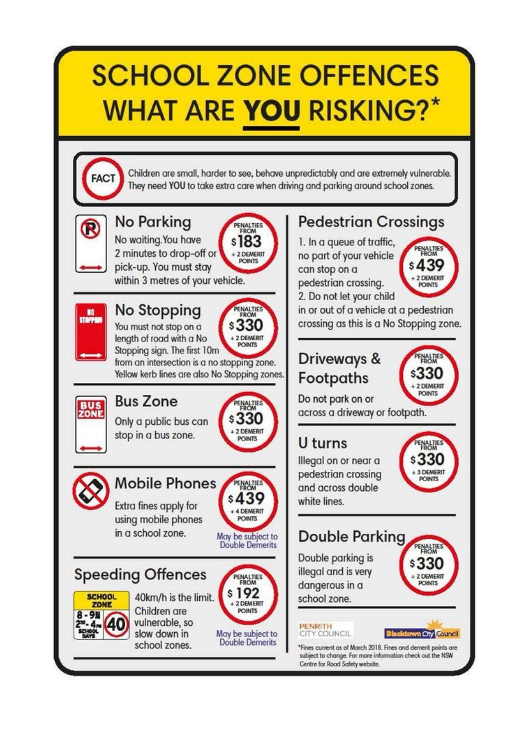# SCHOOL ZONE OFFENCES WHAT ARE **YOU** RISKING?*

**FACT** Children are small, harder to see, behave unpredictably and are extremely vulnerable. They need YOU to take extra care when driving and parking around school zones.

## No Parking

PENALTIES FROM $183 + 2 DEMERIT POINTS

No waiting. You have 2 minutes to drop-off or pick-up. You must stay within 3 metres of your vehicle.

## No Stopping

PENALTIES FROM $330 + 2 DEMERIT POINTS

You must not stop on a length of road with a No Stopping sign. The first 10m from an intersection is a no stopping zone. Yellow kerb lines are also No Stopping zones.

## Bus Zone

PENALTIES FROM $330 + 2 DEMERIT POINTS

Only a public bus can stop in a bus zone.

## Mobile Phones

PENALTIES FROM $439 + 4 DEMERIT POINTS

Extra fines apply for using mobile phones in a school zone.

May be subject to Double Demerits

## Speeding Offences

PENALTIES FROM $192 + 2 DEMERIT POINTS

SCHOOL ZONE 8 - 9:30 2:30 - 4:00 SCHOOL DAYS 40

40km/h is the limit. Children are vulnerable, so slow down in school zones.

May be subject to Double Demerits

## Pedestrian Crossings

PENALTIES FROM $439 + 2 DEMERIT POINTS

1. In a queue of traffic, no part of your vehicle can stop on a pedestrian crossing.
2. Do not let your child in or out of a vehicle at a pedestrian crossing as this is a No Stopping zone.

## Driveways & Footpaths

PENALTIES FROM $330 + 2 DEMERIT POINTS

Do not park on or across a driveway or footpath.

## U turns

PENALTIES FROM $330 + 3 DEMERIT POINTS

Illegal on or near a pedestrian crossing and across double white lines.

## Double Parking

PENALTIES FROM $330 + 2 DEMERIT POINTS

Double parking is illegal and is very dangerous in a school zone.

PENRITH CITY COUNCIL

Blacktown City Council

*Fines current as of March 2018. Fines and demerit points are subject to change. For more information check out the NSW Centre for Road Safety website.